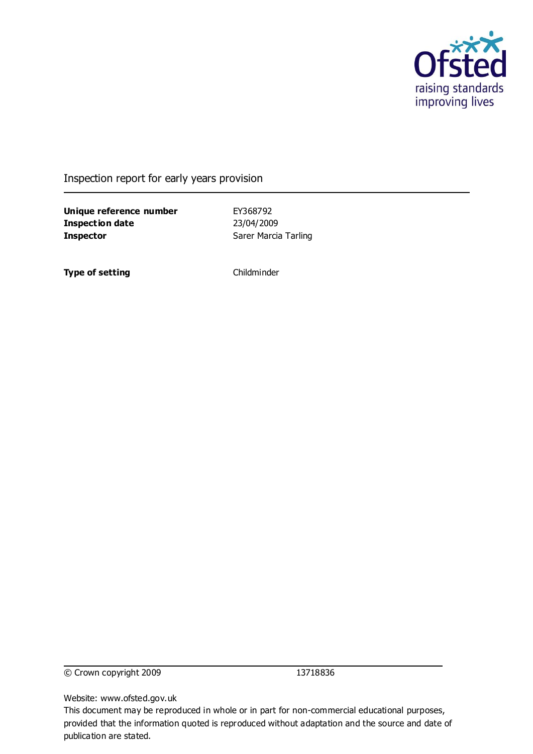Ofsted
raising standards
improving lives

# Inspection report for early years provision

| | |
|---|---|
| **Unique reference number** | EY368792 |
| **Inspection date** | 23/04/2009 |
| **Inspector** | Sarer Marcia Tarling |
| | |
| **Type of setting** | Childminder |

© Crown copyright 2009 13718836

Website: www.ofsted.gov.uk

This document may be reproduced in whole or in part for non-commercial educational purposes, provided that the information quoted is reproduced without adaptation and the source and date of publication are stated.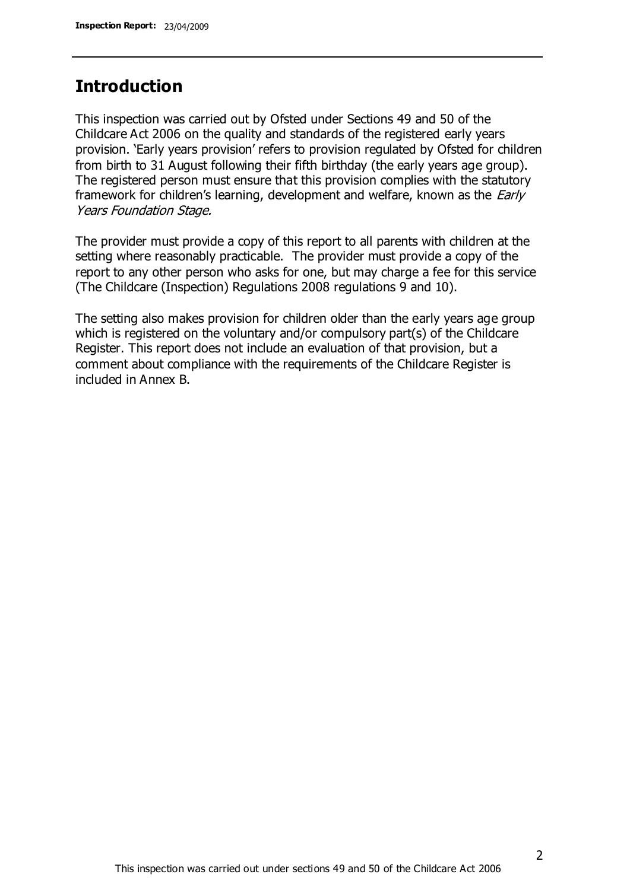## Introduction

This inspection was carried out by Ofsted under Sections 49 and 50 of the Childcare Act 2006 on the quality and standards of the registered early years provision. 'Early years provision' refers to provision regulated by Ofsted for children from birth to 31 August following their fifth birthday (the early years age group). The registered person must ensure that this provision complies with the statutory framework for children's learning, development and welfare, known as the *Early Years Foundation Stage.*

The provider must provide a copy of this report to all parents with children at the setting where reasonably practicable. The provider must provide a copy of the report to any other person who asks for one, but may charge a fee for this service (The Childcare (Inspection) Regulations 2008 regulations 9 and 10).

The setting also makes provision for children older than the early years age group which is registered on the voluntary and/or compulsory part(s) of the Childcare Register. This report does not include an evaluation of that provision, but a comment about compliance with the requirements of the Childcare Register is included in Annex B.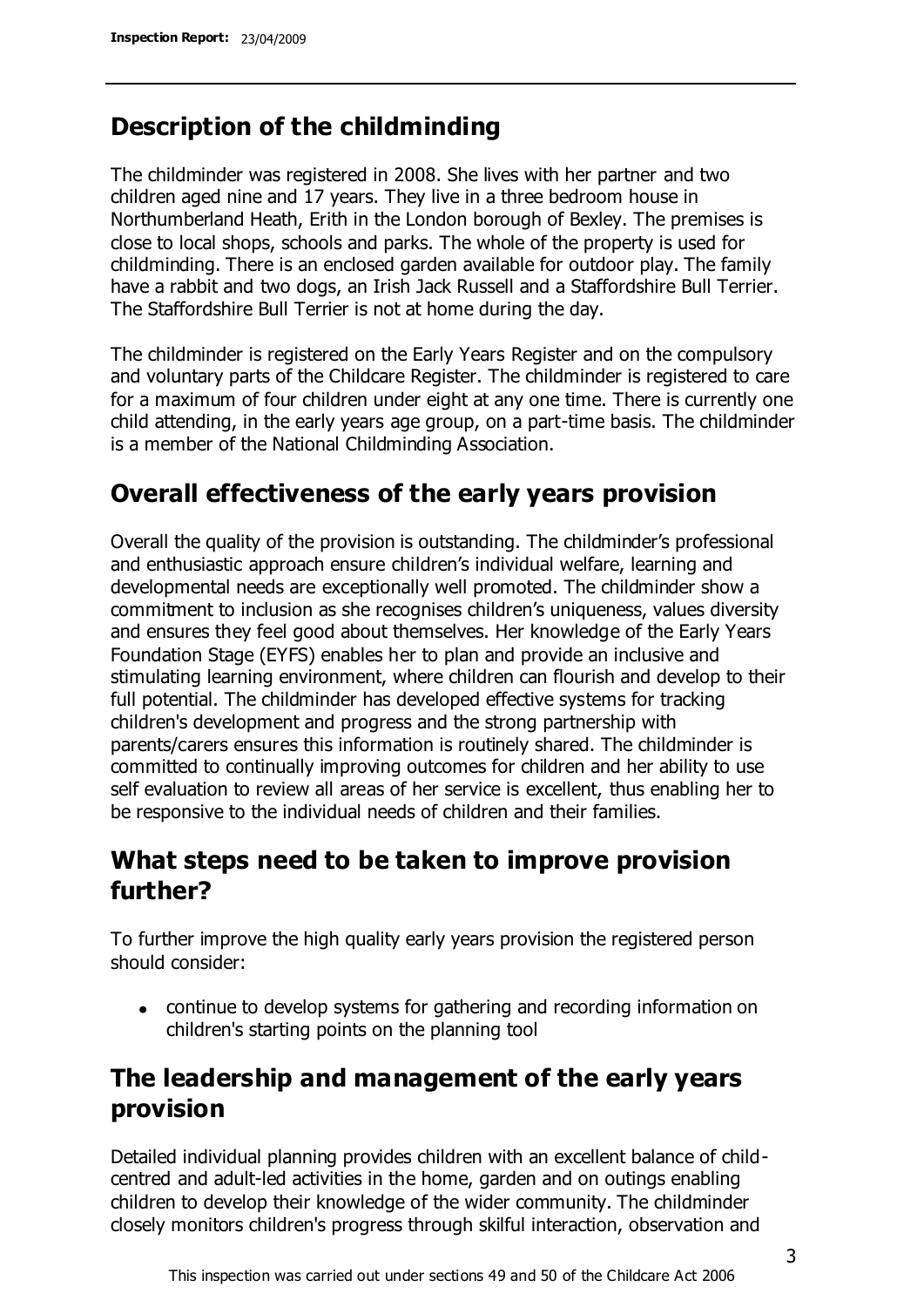## Description of the childminding

The childminder was registered in 2008. She lives with her partner and two children aged nine and 17 years. They live in a three bedroom house in Northumberland Heath, Erith in the London borough of Bexley. The premises is close to local shops, schools and parks. The whole of the property is used for childminding. There is an enclosed garden available for outdoor play. The family have a rabbit and two dogs, an Irish Jack Russell and a Staffordshire Bull Terrier. The Staffordshire Bull Terrier is not at home during the day.

The childminder is registered on the Early Years Register and on the compulsory and voluntary parts of the Childcare Register. The childminder is registered to care for a maximum of four children under eight at any one time. There is currently one child attending, in the early years age group, on a part-time basis. The childminder is a member of the National Childminding Association.

## Overall effectiveness of the early years provision

Overall the quality of the provision is outstanding. The childminder's professional and enthusiastic approach ensure children's individual welfare, learning and developmental needs are exceptionally well promoted. The childminder show a commitment to inclusion as she recognises children's uniqueness, values diversity and ensures they feel good about themselves. Her knowledge of the Early Years Foundation Stage (EYFS) enables her to plan and provide an inclusive and stimulating learning environment, where children can flourish and develop to their full potential. The childminder has developed effective systems for tracking children's development and progress and the strong partnership with parents/carers ensures this information is routinely shared. The childminder is committed to continually improving outcomes for children and her ability to use self evaluation to review all areas of her service is excellent, thus enabling her to be responsive to the individual needs of children and their families.

## What steps need to be taken to improve provision further?

To further improve the high quality early years provision the registered person should consider:

- continue to develop systems for gathering and recording information on children's starting points on the planning tool

## The leadership and management of the early years provision

Detailed individual planning provides children with an excellent balance of child-centred and adult-led activities in the home, garden and on outings enabling children to develop their knowledge of the wider community. The childminder closely monitors children's progress through skilful interaction, observation and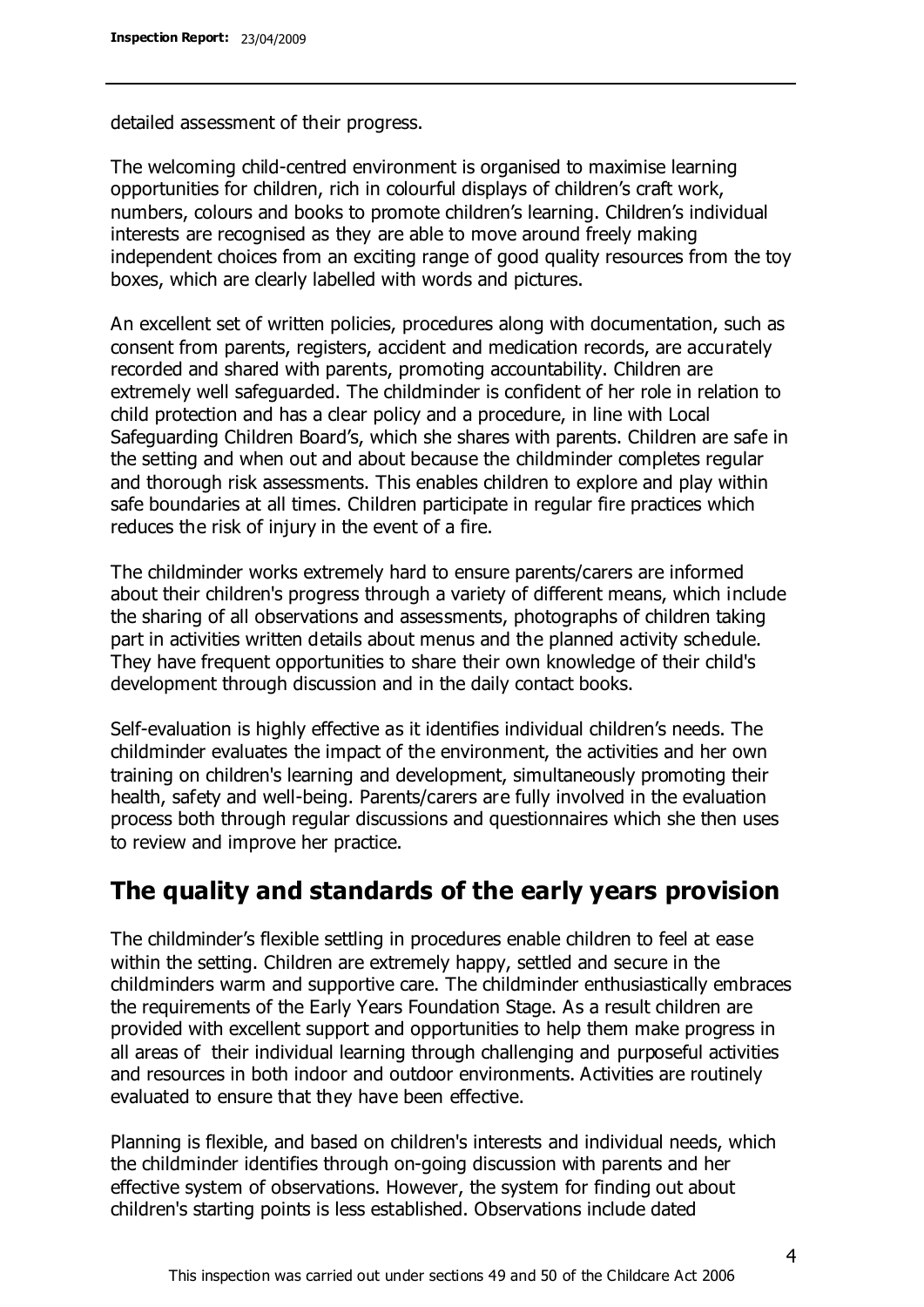detailed assessment of their progress.

The welcoming child-centred environment is organised to maximise learning opportunities for children, rich in colourful displays of children's craft work, numbers, colours and books to promote children's learning. Children's individual interests are recognised as they are able to move around freely making independent choices from an exciting range of good quality resources from the toy boxes, which are clearly labelled with words and pictures.

An excellent set of written policies, procedures along with documentation, such as consent from parents, registers, accident and medication records, are accurately recorded and shared with parents, promoting accountability. Children are extremely well safeguarded. The childminder is confident of her role in relation to child protection and has a clear policy and a procedure, in line with Local Safeguarding Children Board's, which she shares with parents. Children are safe in the setting and when out and about because the childminder completes regular and thorough risk assessments. This enables children to explore and play within safe boundaries at all times. Children participate in regular fire practices which reduces the risk of injury in the event of a fire.

The childminder works extremely hard to ensure parents/carers are informed about their children's progress through a variety of different means, which include the sharing of all observations and assessments, photographs of children taking part in activities written details about menus and the planned activity schedule. They have frequent opportunities to share their own knowledge of their child's development through discussion and in the daily contact books.

Self-evaluation is highly effective as it identifies individual children's needs. The childminder evaluates the impact of the environment, the activities and her own training on children's learning and development, simultaneously promoting their health, safety and well-being. Parents/carers are fully involved in the evaluation process both through regular discussions and questionnaires which she then uses to review and improve her practice.

## The quality and standards of the early years provision

The childminder's flexible settling in procedures enable children to feel at ease within the setting. Children are extremely happy, settled and secure in the childminders warm and supportive care. The childminder enthusiastically embraces the requirements of the Early Years Foundation Stage. As a result children are provided with excellent support and opportunities to help them make progress in all areas of their individual learning through challenging and purposeful activities and resources in both indoor and outdoor environments. Activities are routinely evaluated to ensure that they have been effective.

Planning is flexible, and based on children's interests and individual needs, which the childminder identifies through on-going discussion with parents and her effective system of observations. However, the system for finding out about children's starting points is less established. Observations include dated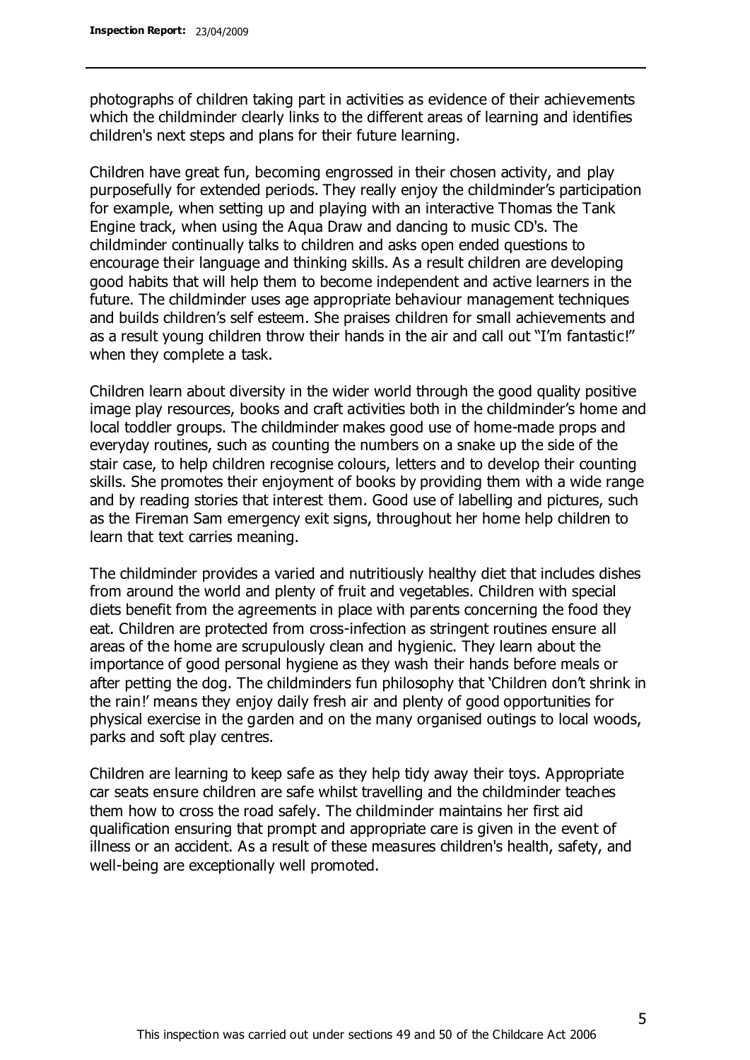photographs of children taking part in activities as evidence of their achievements which the childminder clearly links to the different areas of learning and identifies children's next steps and plans for their future learning.

Children have great fun, becoming engrossed in their chosen activity, and play purposefully for extended periods. They really enjoy the childminder's participation for example, when setting up and playing with an interactive Thomas the Tank Engine track, when using the Aqua Draw and dancing to music CD's. The childminder continually talks to children and asks open ended questions to encourage their language and thinking skills. As a result children are developing good habits that will help them to become independent and active learners in the future. The childminder uses age appropriate behaviour management techniques and builds children's self esteem. She praises children for small achievements and as a result young children throw their hands in the air and call out "I'm fantastic!" when they complete a task.

Children learn about diversity in the wider world through the good quality positive image play resources, books and craft activities both in the childminder's home and local toddler groups. The childminder makes good use of home-made props and everyday routines, such as counting the numbers on a snake up the side of the stair case, to help children recognise colours, letters and to develop their counting skills. She promotes their enjoyment of books by providing them with a wide range and by reading stories that interest them. Good use of labelling and pictures, such as the Fireman Sam emergency exit signs, throughout her home help children to learn that text carries meaning.

The childminder provides a varied and nutritiously healthy diet that includes dishes from around the world and plenty of fruit and vegetables. Children with special diets benefit from the agreements in place with parents concerning the food they eat. Children are protected from cross-infection as stringent routines ensure all areas of the home are scrupulously clean and hygienic. They learn about the importance of good personal hygiene as they wash their hands before meals or after petting the dog. The childminders fun philosophy that 'Children don't shrink in the rain!' means they enjoy daily fresh air and plenty of good opportunities for physical exercise in the garden and on the many organised outings to local woods, parks and soft play centres.

Children are learning to keep safe as they help tidy away their toys. Appropriate car seats ensure children are safe whilst travelling and the childminder teaches them how to cross the road safely. The childminder maintains her first aid qualification ensuring that prompt and appropriate care is given in the event of illness or an accident. As a result of these measures children's health, safety, and well-being are exceptionally well promoted.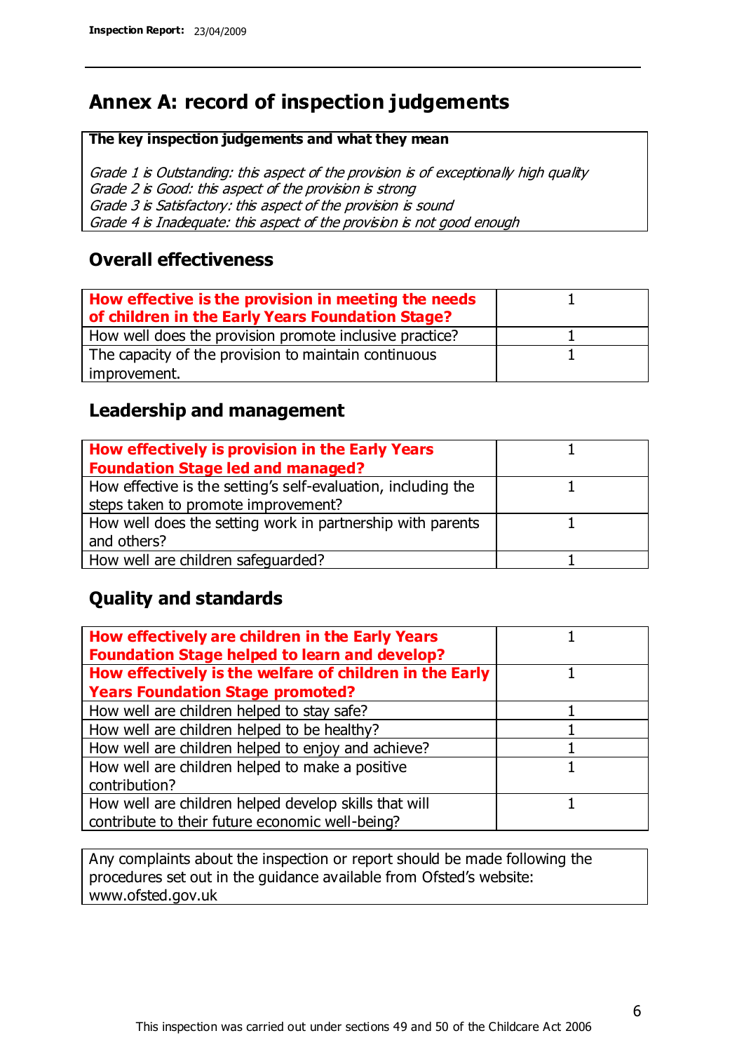# Annex A: record of inspection judgements

**The key inspection judgements and what they mean**

*Grade 1 is Outstanding: this aspect of the provision is of exceptionally high quality*
*Grade 2 is Good: this aspect of the provision is strong*
*Grade 3 is Satisfactory: this aspect of the provision is sound*
*Grade 4 is Inadequate: this aspect of the provision is not good enough*

## Overall effectiveness

| | |
|---|---|
| **How effective is the provision in meeting the needs of children in the Early Years Foundation Stage?** | 1 |
| How well does the provision promote inclusive practice? | 1 |
| The capacity of the provision to maintain continuous improvement. | 1 |

## Leadership and management

| | |
|---|---|
| **How effectively is provision in the Early Years Foundation Stage led and managed?** | 1 |
| How effective is the setting's self-evaluation, including the steps taken to promote improvement? | 1 |
| How well does the setting work in partnership with parents and others? | 1 |
| How well are children safeguarded? | 1 |

## Quality and standards

| | |
|---|---|
| **How effectively are children in the Early Years Foundation Stage helped to learn and develop?** | 1 |
| **How effectively is the welfare of children in the Early Years Foundation Stage promoted?** | 1 |
| How well are children helped to stay safe? | 1 |
| How well are children helped to be healthy? | 1 |
| How well are children helped to enjoy and achieve? | 1 |
| How well are children helped to make a positive contribution? | 1 |
| How well are children helped develop skills that will contribute to their future economic well-being? | 1 |

Any complaints about the inspection or report should be made following the procedures set out in the guidance available from Ofsted's website: www.ofsted.gov.uk

This inspection was carried out under sections 49 and 50 of the Childcare Act 2006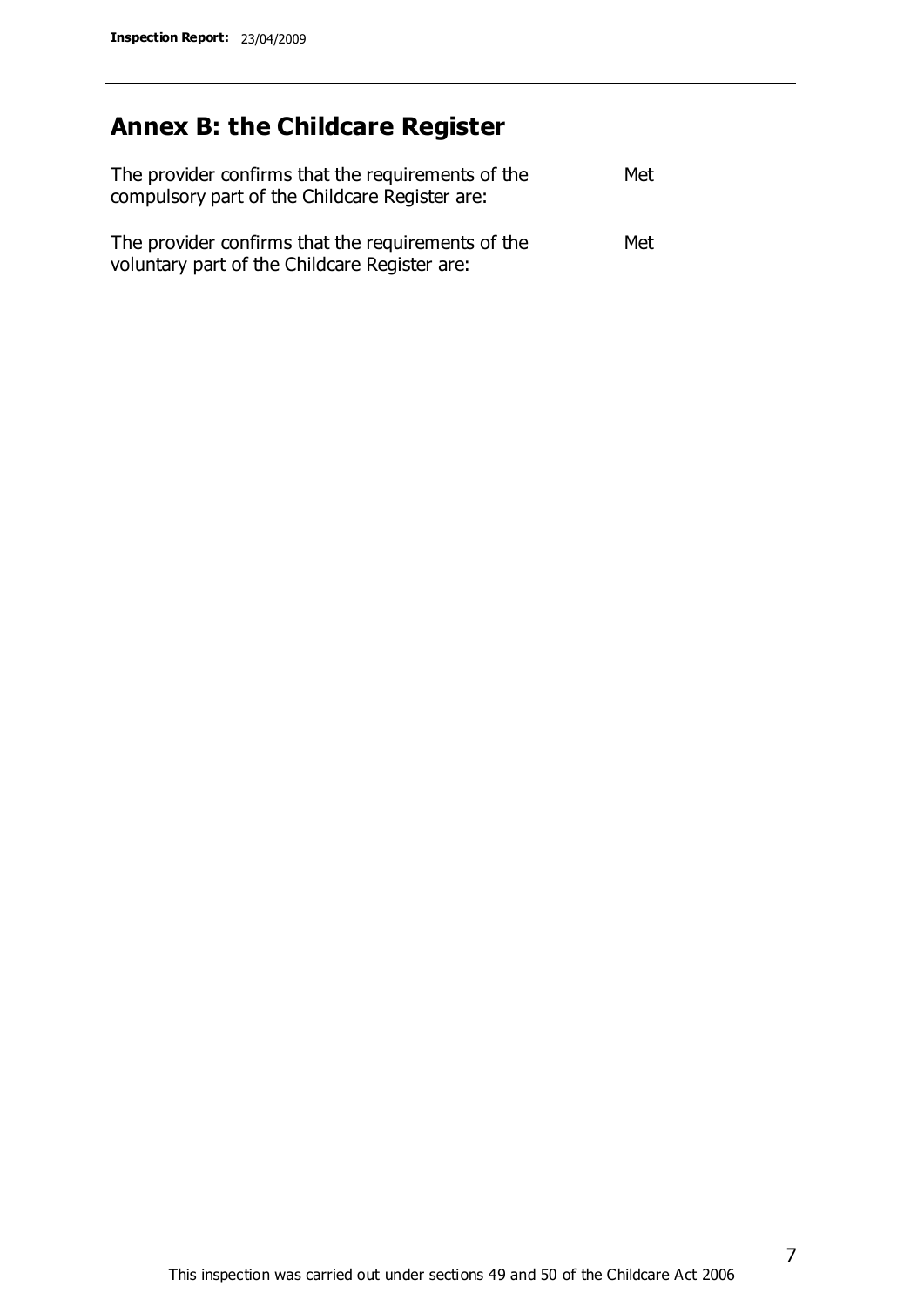## Annex B: the Childcare Register

| | |
|---|---|
| The provider confirms that the requirements of the compulsory part of the Childcare Register are: | Met |
| The provider confirms that the requirements of the voluntary part of the Childcare Register are: | Met |

This inspection was carried out under sections 49 and 50 of the Childcare Act 2006